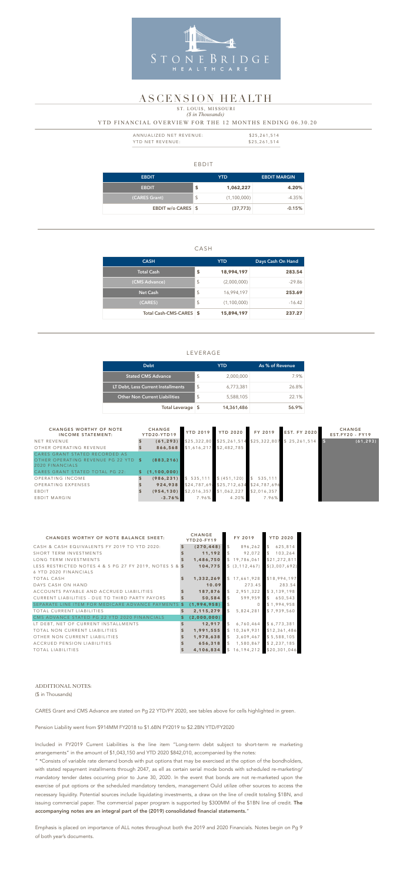STONEBRIDGE HEALTHCARE

# ASCENSION HEALTH

ST. LOUIS, MISSOURI
*($ in Thousands)*

YTD FINANCIAL OVERVIEW FOR THE 12 MONTHS ENDING 06.30.20

| | |
|---|---|
| ANNUALIZED NET REVENUE: | $25,261,514 |
| YTD NET REVENUE: | $25,261,514 |

## EBDIT

| EBDIT | YTD | EBDIT MARGIN |
|---|---|---|
| EBDIT | $ 1,062,227 | 4.20% |
| (CARES Grant) | $ (1,100,000) | -4.35% |
| EBDIT w/o CARES | $ (37,773) | -0.15% |

## CASH

| CASH | YTD | Days Cash On Hand |
|---|---|---|
| Total Cash | $ 18,994,197 | 283.54 |
| (CMS Advance) | $ (2,000,000) | -29.86 |
| Net Cash | $ 16,994,197 | 253.69 |
| (CARES) | $ (1,100,000) | -16.42 |
| Total Cash-CMS-CARES | $ 15,894,197 | 237.27 |

## LEVERAGE

| Debt | YTD | As % of Revenue |
|---|---|---|
| Stated CMS Advance | $ 2,000,000 | 7.9% |
| LT Debt, Less Current Installments | $ 6,773,381 | 26.8% |
| Other Non Current Liabilities | $ 5,588,105 | 22.1% |
| Total Leverage | $ 14,361,486 | 56.9% |

| CHANGES WORTHY OF NOTE INCOME STATEMENT: | CHANGE YTD20-YTD19 | YTD 2019 | YTD 2020 | FY 2019 | EST. FY 2020 | CHANGE EST.FY20 - FY19 |
|---|---|---|---|---|---|---|
| NET REVENUE | $ (61,293) | $25,322,807 | $25,261,514 | $25,322,807 | $ 25,261,514 | $ (61,293) |
| OTHER OPERATING REVENUE | $ 866,568 | $1,616,217 | $2,482,785 | | | |
| CARES GRANT STATED RECORDED AS OTHER OPERATING REVENUE PG 22 YTD 2020 FINANCIALS | $ (883,216) | | | | | |
| CARES GRANT STATED TOTAL PG 22: | $ (1,100,000) | | | | | |
| OPERATING INCOME | $ (986,231) | $ 535,111 | $ (451,120) | $ 535,111 | | |
| OPERATING EXPENSES | $ 924,938 | $24,787,696 | $25,712,634 | $24,787,696 | | |
| EBDIT | $ (954,130) | $2,016,357 | $1,062,227 | $2,016,357 | | |
| EBDIT MARGIN | -3.76% | 7.96% | 4.20% | 7.96% | | |

| CHANGES WORTHY OF NOTE BALANCE SHEET: | CHANGE YTD20-FY19 | FY 2019 | YTD 2020 |
|---|---|---|---|
| CASH & CASH EQUIVALENTS FY 2019 TO YTD 2020: | $ (270,448) | $ 896,262 | $ 625,814 |
| SHORT TERM INVESTMENTS | $ 11,192 | $ 92,072 | $ 103,264 |
| LONG TERM INVESTMENTS | $ 1,486,750 | $ 19,786,061 | $21,272,811 |
| LESS RESTRICTED NOTES 4 & 5 PG 27 FY 2019, NOTES 5 & 6 YTD 2020 FINANCIALS | $ 104,775 | $ (3,112,467) | $(3,007,692) |
| TOTAL CASH | $ 1,332,269 | $ 17,661,928 | $18,994,197 |
| DAYS CASH ON HAND | 10.09 | 273.45 | 283.54 |
| ACCOUNTS PAYABLE AND ACCRUED LIABILITIES | $ 187,876 | $ 2,951,322 | $ 3,139,198 |
| CURRENT LIABILITIES - DUE TO THIRD PARTY PAYORS | $ 50,584 | $ 599,959 | $ 650,543 |
| SEPARATE LINE ITEM FOR MEDICARE ADVANCE PAYMENTS | $ (1,994,958) | $ 0 | $ 1,994,958 |
| TOTAL CURRENT LIABILITIES | $ 2,115,279 | $ 5,824,281 | $ 7,939,560 |
| CMS ADVANCE STATED PG 22 YTD 2020 FINANCIALS | $ (2,000,000) | | |
| LT DEBT, NET OF CURRENT INSTALLMENTS | $ 12,917 | $ 6,760,464 | $ 6,773,381 |
| TOTAL NON CURRENT LIABILITIES | $ 1,991,555 | $ 10,369,931 | $12,361,486 |
| OTHER NON CURRENT LIABILITIES | $ 1,978,638 | $ 3,609,467 | $ 5,588,105 |
| ACCRUED PENSION LIABILITIES | $ 656,318 | $ 1,580,867 | $ 2,237,185 |
| TOTAL LIABILITIES | $ 4,106,834 | $ 16,194,212 | $20,301,046 |

ADDITIONAL NOTES:
($ in Thousands)

CARES Grant and CMS Advance are stated on Pg 22 YTD/FY 2020, see tables above for cells highlighted in green.

Pension Liability went from $914MM FY2018 to $1.6BN FY2019 to $2.2BN YTD/FY2020

Included in FY2019 Current Liabilities is the line item "Long-term debt subject to short-term re marketing arrangements" in the amount of $1,043,150 and YTD 2020 $842,010, accompanied by the notes:

" *Consists of variable rate demand bonds with put options that may be exercised at the option of the bondholders, with stated repayment installments through 2047, as ell as certain serial mode bonds with scheduled re-marketing/ mandatory tender dates occurring prior to June 30, 2020. In the event that bonds are not re-marketed upon the exercise of put options or the scheduled mandatory tenders, management Ould utilize other sources to access the necessary liquidity. Potential sources include liquidating investments, a draw on the line of credit totaling $1BN, and issuing commercial paper. The commercial paper program is supported by $300MM of the $1BN line of credit. **The accompanying notes are an integral part of the (2019) consolidated financial statements.**"

Emphasis is placed on importance of ALL notes throughout both the 2019 and 2020 Financials. Notes begin on Pg 9 of both year's documents.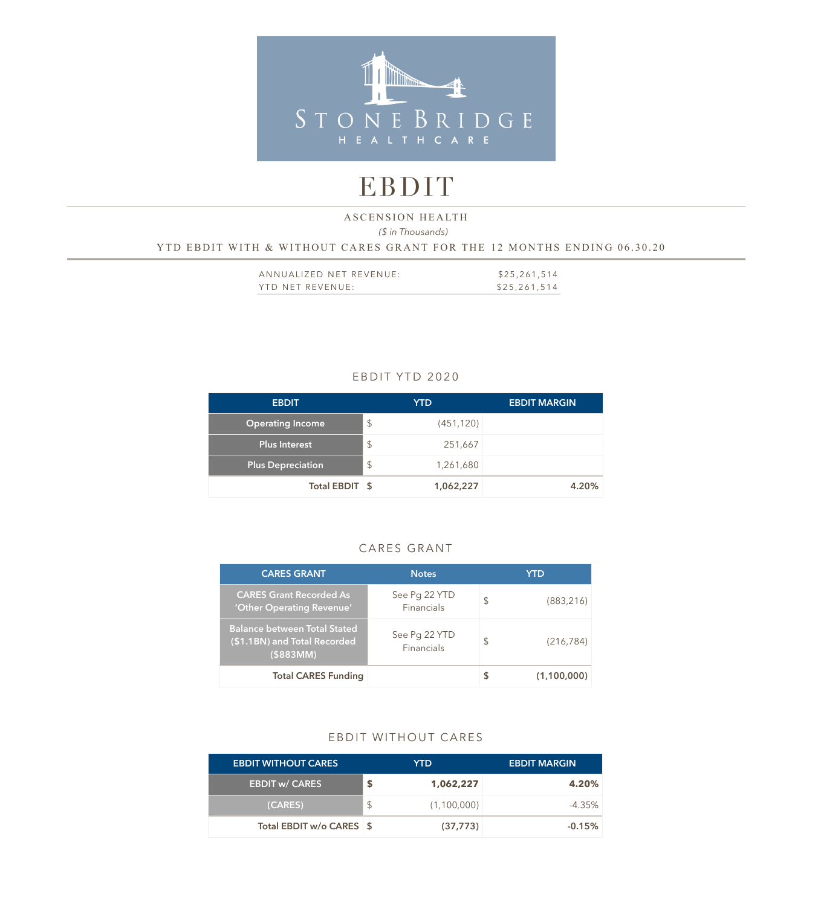STONEBRIDGE
HEALTHCARE

# EBDIT

ASCENSION HEALTH

*($ in Thousands)*

YTD EBDIT WITH & WITHOUT CARES GRANT FOR THE 12 MONTHS ENDING 06.30.20

| | |
|---|---|
| ANNUALIZED NET REVENUE: | $25,261,514 |
| YTD NET REVENUE: | $25,261,514 |

## EBDIT YTD 2020

| EBDIT | | YTD | EBDIT MARGIN |
|---|---|---|---|
| Operating Income | $ | (451,120) | |
| Plus Interest | $ | 251,667 | |
| Plus Depreciation | $ | 1,261,680 | |
| **Total EBDIT** | **$** | **1,062,227** | **4.20%** |

## CARES GRANT

| CARES GRANT | Notes | | YTD |
|---|---|---|---|
| CARES Grant Recorded As 'Other Operating Revenue' | See Pg 22 YTD Financials | $ | (883,216) |
| Balance between Total Stated ($1.1BN) and Total Recorded ($883MM) | See Pg 22 YTD Financials | $ | (216,784) |
| **Total CARES Funding** | | **$** | **(1,100,000)** |

## EBDIT WITHOUT CARES

| EBDIT WITHOUT CARES | | YTD | EBDIT MARGIN |
|---|---|---|---|
| **EBDIT w/ CARES** | **$** | **1,062,227** | **4.20%** |
| (CARES) | $ | (1,100,000) | -4.35% |
| **Total EBDIT w/o CARES** | **$** | **(37,773)** | **-0.15%** |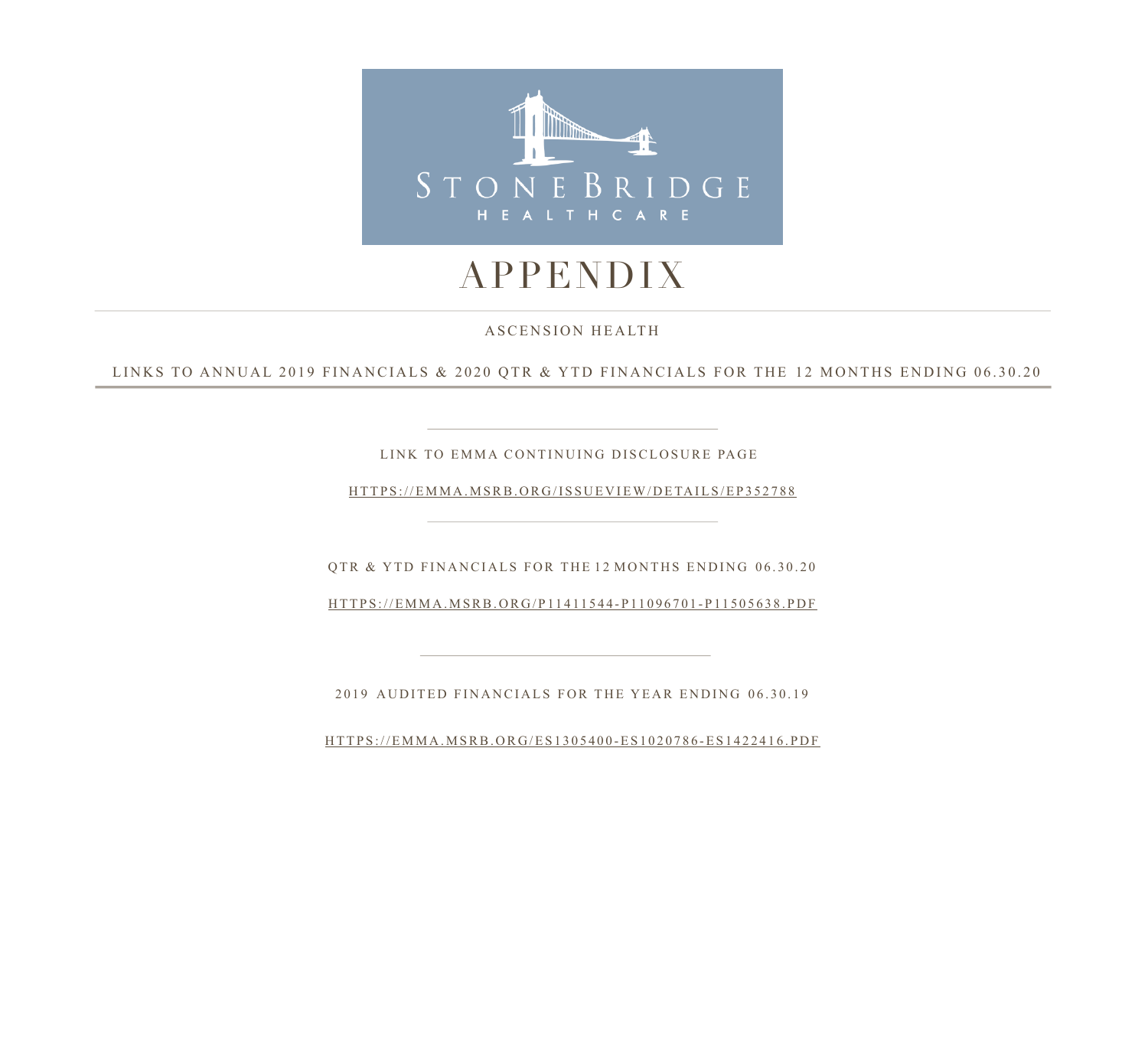STONEBRIDGE
HEALTHCARE

# APPENDIX

ASCENSION HEALTH

LINKS TO ANNUAL 2019 FINANCIALS & 2020 QTR & YTD FINANCIALS FOR THE 12 MONTHS ENDING 06.30.20

---

LINK TO EMMA CONTINUING DISCLOSURE PAGE

HTTPS://EMMA.MSRB.ORG/ISSUEVIEW/DETAILS/EP352788

---

QTR & YTD FINANCIALS FOR THE 12 MONTHS ENDING 06.30.20

HTTPS://EMMA.MSRB.ORG/P11411544-P11096701-P11505638.PDF

---

2019 AUDITED FINANCIALS FOR THE YEAR ENDING 06.30.19

HTTPS://EMMA.MSRB.ORG/ES1305400-ES1020786-ES1422416.PDF